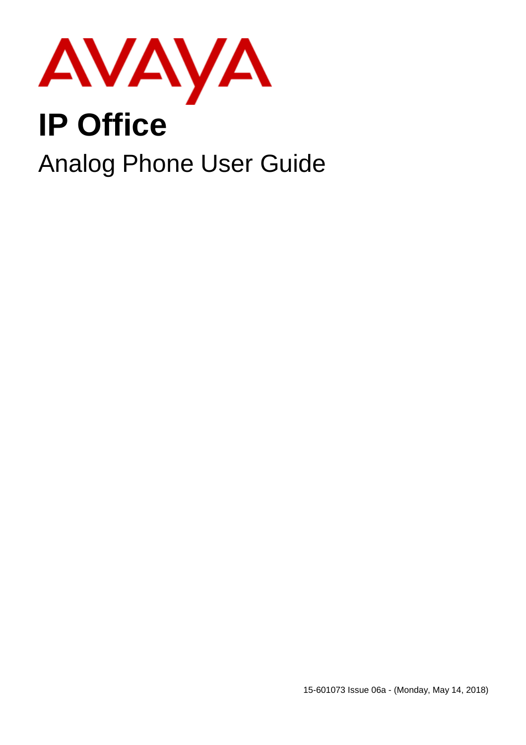AVAYA

# IP Office

## Analog Phone User Guide

15-601073 Issue 06a - (Monday, May 14, 2018)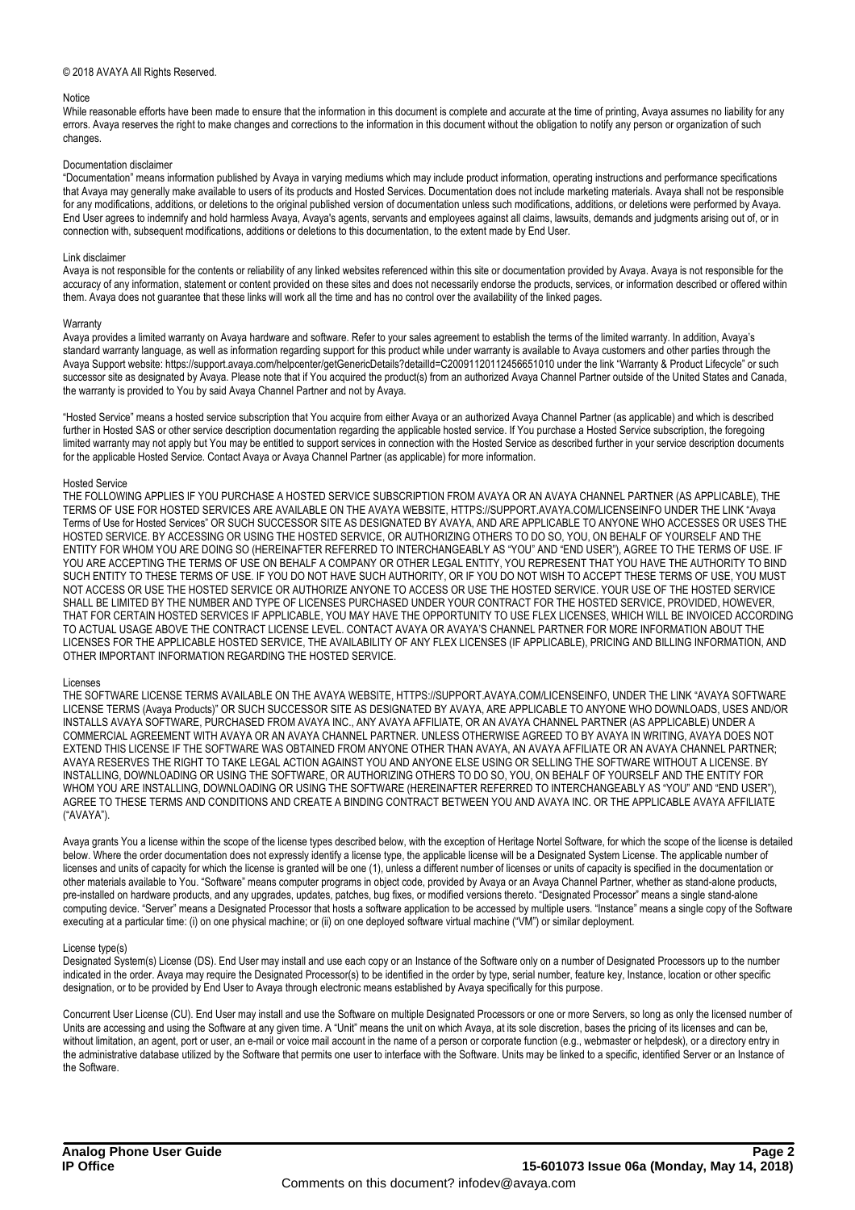© 2018 AVAYA All Rights Reserved.

#### Notice

While reasonable efforts have been made to ensure that the information in this document is complete and accurate at the time of printing, Avaya assumes no liability for any errors. Avaya reserves the right to make changes and corrections to the information in this document without the obligation to notify any person or organization of such changes.

#### Documentation disclaimer

“Documentation” means information published by Avaya in varying mediums which may include product information, operating instructions and performance specifications that Avaya may generally make available to users of its products and Hosted Services. Documentation does not include marketing materials. Avaya shall not be responsible for any modifications, additions, or deletions to the original published version of documentation unless such modifications, additions, or deletions were performed by Avaya. End User agrees to indemnify and hold harmless Avaya, Avaya's agents, servants and employees against all claims, lawsuits, demands and judgments arising out of, or in connection with, subsequent modifications, additions or deletions to this documentation, to the extent made by End User.

#### Link disclaimer

Avaya is not responsible for the contents or reliability of any linked websites referenced within this site or documentation provided by Avaya. Avaya is not responsible for the accuracy of any information, statement or content provided on these sites and does not necessarily endorse the products, services, or information described or offered within them. Avaya does not guarantee that these links will work all the time and has no control over the availability of the linked pages.

#### Warranty

Avaya provides a limited warranty on Avaya hardware and software. Refer to your sales agreement to establish the terms of the limited warranty. In addition, Avaya’s standard warranty language, as well as information regarding support for this product while under warranty is available to Avaya customers and other parties through the Avaya Support website: https://support.avaya.com/helpcenter/getGenericDetails?detailId=C20091120112456651010 under the link “Warranty & Product Lifecycle” or such successor site as designated by Avaya. Please note that if You acquired the product(s) from an authorized Avaya Channel Partner outside of the United States and Canada, the warranty is provided to You by said Avaya Channel Partner and not by Avaya.

“Hosted Service” means a hosted service subscription that You acquire from either Avaya or an authorized Avaya Channel Partner (as applicable) and which is described further in Hosted SAS or other service description documentation regarding the applicable hosted service. If You purchase a Hosted Service subscription, the foregoing limited warranty may not apply but You may be entitled to support services in connection with the Hosted Service as described further in your service description documents for the applicable Hosted Service. Contact Avaya or Avaya Channel Partner (as applicable) for more information.

#### Hosted Service

THE FOLLOWING APPLIES IF YOU PURCHASE A HOSTED SERVICE SUBSCRIPTION FROM AVAYA OR AN AVAYA CHANNEL PARTNER (AS APPLICABLE), THE TERMS OF USE FOR HOSTED SERVICES ARE AVAILABLE ON THE AVAYA WEBSITE, HTTPS://SUPPORT.AVAYA.COM/LICENSEINFO UNDER THE LINK “Avaya Terms of Use for Hosted Services” OR SUCH SUCCESSOR SITE AS DESIGNATED BY AVAYA, AND ARE APPLICABLE TO ANYONE WHO ACCESSES OR USES THE HOSTED SERVICE. BY ACCESSING OR USING THE HOSTED SERVICE, OR AUTHORIZING OTHERS TO DO SO, YOU, ON BEHALF OF YOURSELF AND THE ENTITY FOR WHOM YOU ARE DOING SO (HEREINAFTER REFERRED TO INTERCHANGEABLY AS “YOU” AND “END USER”), AGREE TO THE TERMS OF USE. IF YOU ARE ACCEPTING THE TERMS OF USE ON BEHALF A COMPANY OR OTHER LEGAL ENTITY, YOU REPRESENT THAT YOU HAVE THE AUTHORITY TO BIND SUCH ENTITY TO THESE TERMS OF USE. IF YOU DO NOT HAVE SUCH AUTHORITY, OR IF YOU DO NOT WISH TO ACCEPT THESE TERMS OF USE, YOU MUST NOT ACCESS OR USE THE HOSTED SERVICE OR AUTHORIZE ANYONE TO ACCESS OR USE THE HOSTED SERVICE. YOUR USE OF THE HOSTED SERVICE SHALL BE LIMITED BY THE NUMBER AND TYPE OF LICENSES PURCHASED UNDER YOUR CONTRACT FOR THE HOSTED SERVICE, PROVIDED, HOWEVER, THAT FOR CERTAIN HOSTED SERVICES IF APPLICABLE, YOU MAY HAVE THE OPPORTUNITY TO USE FLEX LICENSES, WHICH WILL BE INVOICED ACCORDING TO ACTUAL USAGE ABOVE THE CONTRACT LICENSE LEVEL. CONTACT AVAYA OR AVAYA’S CHANNEL PARTNER FOR MORE INFORMATION ABOUT THE LICENSES FOR THE APPLICABLE HOSTED SERVICE, THE AVAILABILITY OF ANY FLEX LICENSES (IF APPLICABLE), PRICING AND BILLING INFORMATION, AND OTHER IMPORTANT INFORMATION REGARDING THE HOSTED SERVICE.

#### Licenses

THE SOFTWARE LICENSE TERMS AVAILABLE ON THE AVAYA WEBSITE, HTTPS://SUPPORT.AVAYA.COM/LICENSEINFO, UNDER THE LINK “AVAYA SOFTWARE LICENSE TERMS (Avaya Products)” OR SUCH SUCCESSOR SITE AS DESIGNATED BY AVAYA, ARE APPLICABLE TO ANYONE WHO DOWNLOADS, USES AND/OR INSTALLS AVAYA SOFTWARE, PURCHASED FROM AVAYA INC., ANY AVAYA AFFILIATE, OR AN AVAYA CHANNEL PARTNER (AS APPLICABLE) UNDER A COMMERCIAL AGREEMENT WITH AVAYA OR AN AVAYA CHANNEL PARTNER. UNLESS OTHERWISE AGREED TO BY AVAYA IN WRITING, AVAYA DOES NOT EXTEND THIS LICENSE IF THE SOFTWARE WAS OBTAINED FROM ANYONE OTHER THAN AVAYA, AN AVAYA AFFILIATE OR AN AVAYA CHANNEL PARTNER; AVAYA RESERVES THE RIGHT TO TAKE LEGAL ACTION AGAINST YOU AND ANYONE ELSE USING OR SELLING THE SOFTWARE WITHOUT A LICENSE. BY INSTALLING, DOWNLOADING OR USING THE SOFTWARE, OR AUTHORIZING OTHERS TO DO SO, YOU, ON BEHALF OF YOURSELF AND THE ENTITY FOR WHOM YOU ARE INSTALLING, DOWNLOADING OR USING THE SOFTWARE (HEREINAFTER REFERRED TO INTERCHANGEABLY AS “YOU” AND “END USER”), AGREE TO THESE TERMS AND CONDITIONS AND CREATE A BINDING CONTRACT BETWEEN YOU AND AVAYA INC. OR THE APPLICABLE AVAYA AFFILIATE (“AVAYA”).

Avaya grants You a license within the scope of the license types described below, with the exception of Heritage Nortel Software, for which the scope of the license is detailed below. Where the order documentation does not expressly identify a license type, the applicable license will be a Designated System License. The applicable number of licenses and units of capacity for which the license is granted will be one (1), unless a different number of licenses or units of capacity is specified in the documentation or other materials available to You. “Software” means computer programs in object code, provided by Avaya or an Avaya Channel Partner, whether as stand-alone products, pre-installed on hardware products, and any upgrades, updates, patches, bug fixes, or modified versions thereto. “Designated Processor” means a single stand-alone computing device. “Server” means a Designated Processor that hosts a software application to be accessed by multiple users. “Instance” means a single copy of the Software executing at a particular time: (i) on one physical machine; or (ii) on one deployed software virtual machine (“VM”) or similar deployment.

#### License type(s)

Designated System(s) License (DS). End User may install and use each copy or an Instance of the Software only on a number of Designated Processors up to the number indicated in the order. Avaya may require the Designated Processor(s) to be identified in the order by type, serial number, feature key, Instance, location or other specific designation, or to be provided by End User to Avaya through electronic means established by Avaya specifically for this purpose.

Concurrent User License (CU). End User may install and use the Software on multiple Designated Processors or one or more Servers, so long as only the licensed number of Units are accessing and using the Software at any given time. A “Unit” means the unit on which Avaya, at its sole discretion, bases the pricing of its licenses and can be, without limitation, an agent, port or user, an e-mail or voice mail account in the name of a person or corporate function (e.g., webmaster or helpdesk), or a directory entry in the administrative database utilized by the Software that permits one user to interface with the Software. Units may be linked to a specific, identified Server or an Instance of the Software.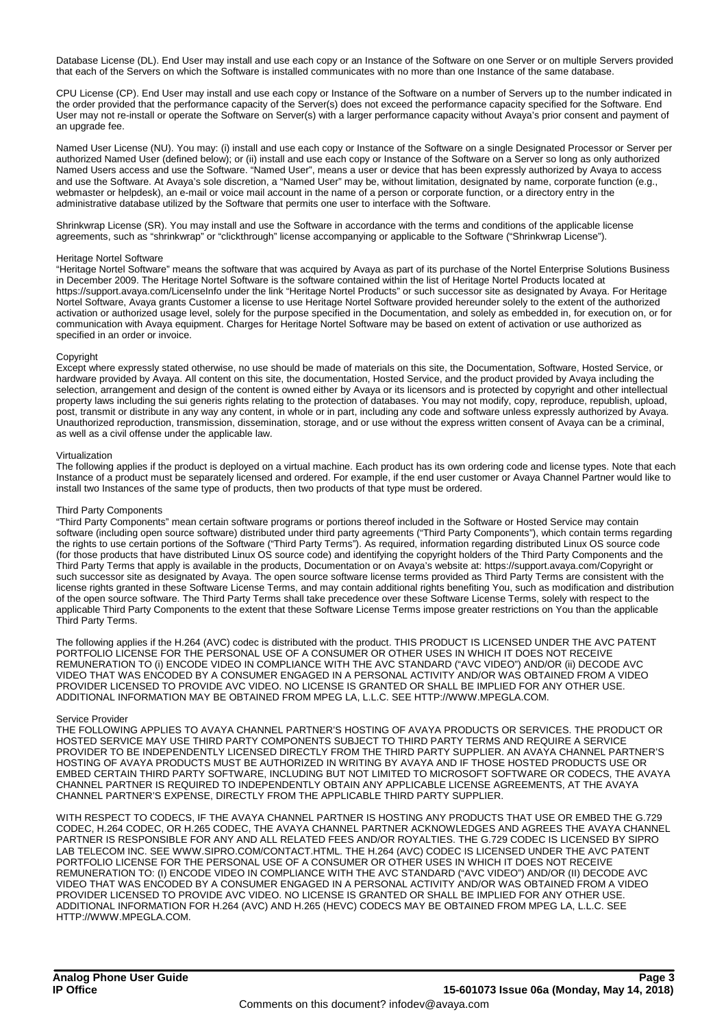Database License (DL). End User may install and use each copy or an Instance of the Software on one Server or on multiple Servers provided that each of the Servers on which the Software is installed communicates with no more than one Instance of the same database.

CPU License (CP). End User may install and use each copy or Instance of the Software on a number of Servers up to the number indicated in the order provided that the performance capacity of the Server(s) does not exceed the performance capacity specified for the Software. End User may not re-install or operate the Software on Server(s) with a larger performance capacity without Avaya's prior consent and payment of an upgrade fee.

Named User License (NU). You may: (i) install and use each copy or Instance of the Software on a single Designated Processor or Server per authorized Named User (defined below); or (ii) install and use each copy or Instance of the Software on a Server so long as only authorized Named Users access and use the Software. "Named User", means a user or device that has been expressly authorized by Avaya to access and use the Software. At Avaya's sole discretion, a "Named User" may be, without limitation, designated by name, corporate function (e.g., webmaster or helpdesk), an e-mail or voice mail account in the name of a person or corporate function, or a directory entry in the administrative database utilized by the Software that permits one user to interface with the Software.

Shrinkwrap License (SR). You may install and use the Software in accordance with the terms and conditions of the applicable license agreements, such as "shrinkwrap" or "clickthrough" license accompanying or applicable to the Software ("Shrinkwrap License").

Heritage Nortel Software

"Heritage Nortel Software" means the software that was acquired by Avaya as part of its purchase of the Nortel Enterprise Solutions Business in December 2009. The Heritage Nortel Software is the software contained within the list of Heritage Nortel Products located at https://support.avaya.com/LicenseInfo under the link "Heritage Nortel Products" or such successor site as designated by Avaya. For Heritage Nortel Software, Avaya grants Customer a license to use Heritage Nortel Software provided hereunder solely to the extent of the authorized activation or authorized usage level, solely for the purpose specified in the Documentation, and solely as embedded in, for execution on, or for communication with Avaya equipment. Charges for Heritage Nortel Software may be based on extent of activation or use authorized as specified in an order or invoice.

Copyright

Except where expressly stated otherwise, no use should be made of materials on this site, the Documentation, Software, Hosted Service, or hardware provided by Avaya. All content on this site, the documentation, Hosted Service, and the product provided by Avaya including the selection, arrangement and design of the content is owned either by Avaya or its licensors and is protected by copyright and other intellectual property laws including the sui generis rights relating to the protection of databases. You may not modify, copy, reproduce, republish, upload, post, transmit or distribute in any way any content, in whole or in part, including any code and software unless expressly authorized by Avaya. Unauthorized reproduction, transmission, dissemination, storage, and or use without the express written consent of Avaya can be a criminal, as well as a civil offense under the applicable law.

Virtualization

The following applies if the product is deployed on a virtual machine. Each product has its own ordering code and license types. Note that each Instance of a product must be separately licensed and ordered. For example, if the end user customer or Avaya Channel Partner would like to install two Instances of the same type of products, then two products of that type must be ordered.

Third Party Components

"Third Party Components" mean certain software programs or portions thereof included in the Software or Hosted Service may contain software (including open source software) distributed under third party agreements ("Third Party Components"), which contain terms regarding the rights to use certain portions of the Software ("Third Party Terms"). As required, information regarding distributed Linux OS source code (for those products that have distributed Linux OS source code) and identifying the copyright holders of the Third Party Components and the Third Party Terms that apply is available in the products, Documentation or on Avaya's website at: https://support.avaya.com/Copyright or such successor site as designated by Avaya. The open source software license terms provided as Third Party Terms are consistent with the license rights granted in these Software License Terms, and may contain additional rights benefiting You, such as modification and distribution of the open source software. The Third Party Terms shall take precedence over these Software License Terms, solely with respect to the applicable Third Party Components to the extent that these Software License Terms impose greater restrictions on You than the applicable Third Party Terms.

The following applies if the H.264 (AVC) codec is distributed with the product. THIS PRODUCT IS LICENSED UNDER THE AVC PATENT PORTFOLIO LICENSE FOR THE PERSONAL USE OF A CONSUMER OR OTHER USES IN WHICH IT DOES NOT RECEIVE REMUNERATION TO (i) ENCODE VIDEO IN COMPLIANCE WITH THE AVC STANDARD ("AVC VIDEO") AND/OR (ii) DECODE AVC VIDEO THAT WAS ENCODED BY A CONSUMER ENGAGED IN A PERSONAL ACTIVITY AND/OR WAS OBTAINED FROM A VIDEO PROVIDER LICENSED TO PROVIDE AVC VIDEO. NO LICENSE IS GRANTED OR SHALL BE IMPLIED FOR ANY OTHER USE. ADDITIONAL INFORMATION MAY BE OBTAINED FROM MPEG LA, L.L.C. SEE HTTP://WWW.MPEGLA.COM.

Service Provider

THE FOLLOWING APPLIES TO AVAYA CHANNEL PARTNER'S HOSTING OF AVAYA PRODUCTS OR SERVICES. THE PRODUCT OR HOSTED SERVICE MAY USE THIRD PARTY COMPONENTS SUBJECT TO THIRD PARTY TERMS AND REQUIRE A SERVICE PROVIDER TO BE INDEPENDENTLY LICENSED DIRECTLY FROM THE THIRD PARTY SUPPLIER. AN AVAYA CHANNEL PARTNER'S HOSTING OF AVAYA PRODUCTS MUST BE AUTHORIZED IN WRITING BY AVAYA AND IF THOSE HOSTED PRODUCTS USE OR EMBED CERTAIN THIRD PARTY SOFTWARE, INCLUDING BUT NOT LIMITED TO MICROSOFT SOFTWARE OR CODECS, THE AVAYA CHANNEL PARTNER IS REQUIRED TO INDEPENDENTLY OBTAIN ANY APPLICABLE LICENSE AGREEMENTS, AT THE AVAYA CHANNEL PARTNER'S EXPENSE, DIRECTLY FROM THE APPLICABLE THIRD PARTY SUPPLIER.

WITH RESPECT TO CODECS, IF THE AVAYA CHANNEL PARTNER IS HOSTING ANY PRODUCTS THAT USE OR EMBED THE G.729 CODEC, H.264 CODEC, OR H.265 CODEC, THE AVAYA CHANNEL PARTNER ACKNOWLEDGES AND AGREES THE AVAYA CHANNEL PARTNER IS RESPONSIBLE FOR ANY AND ALL RELATED FEES AND/OR ROYALTIES. THE G.729 CODEC IS LICENSED BY SIPRO LAB TELECOM INC. SEE WWW.SIPRO.COM/CONTACT.HTML. THE H.264 (AVC) CODEC IS LICENSED UNDER THE AVC PATENT PORTFOLIO LICENSE FOR THE PERSONAL USE OF A CONSUMER OR OTHER USES IN WHICH IT DOES NOT RECEIVE REMUNERATION TO: (I) ENCODE VIDEO IN COMPLIANCE WITH THE AVC STANDARD ("AVC VIDEO") AND/OR (II) DECODE AVC VIDEO THAT WAS ENCODED BY A CONSUMER ENGAGED IN A PERSONAL ACTIVITY AND/OR WAS OBTAINED FROM A VIDEO PROVIDER LICENSED TO PROVIDE AVC VIDEO. NO LICENSE IS GRANTED OR SHALL BE IMPLIED FOR ANY OTHER USE. ADDITIONAL INFORMATION FOR H.264 (AVC) AND H.265 (HEVC) CODECS MAY BE OBTAINED FROM MPEG LA, L.L.C. SEE HTTP://WWW.MPEGLA.COM.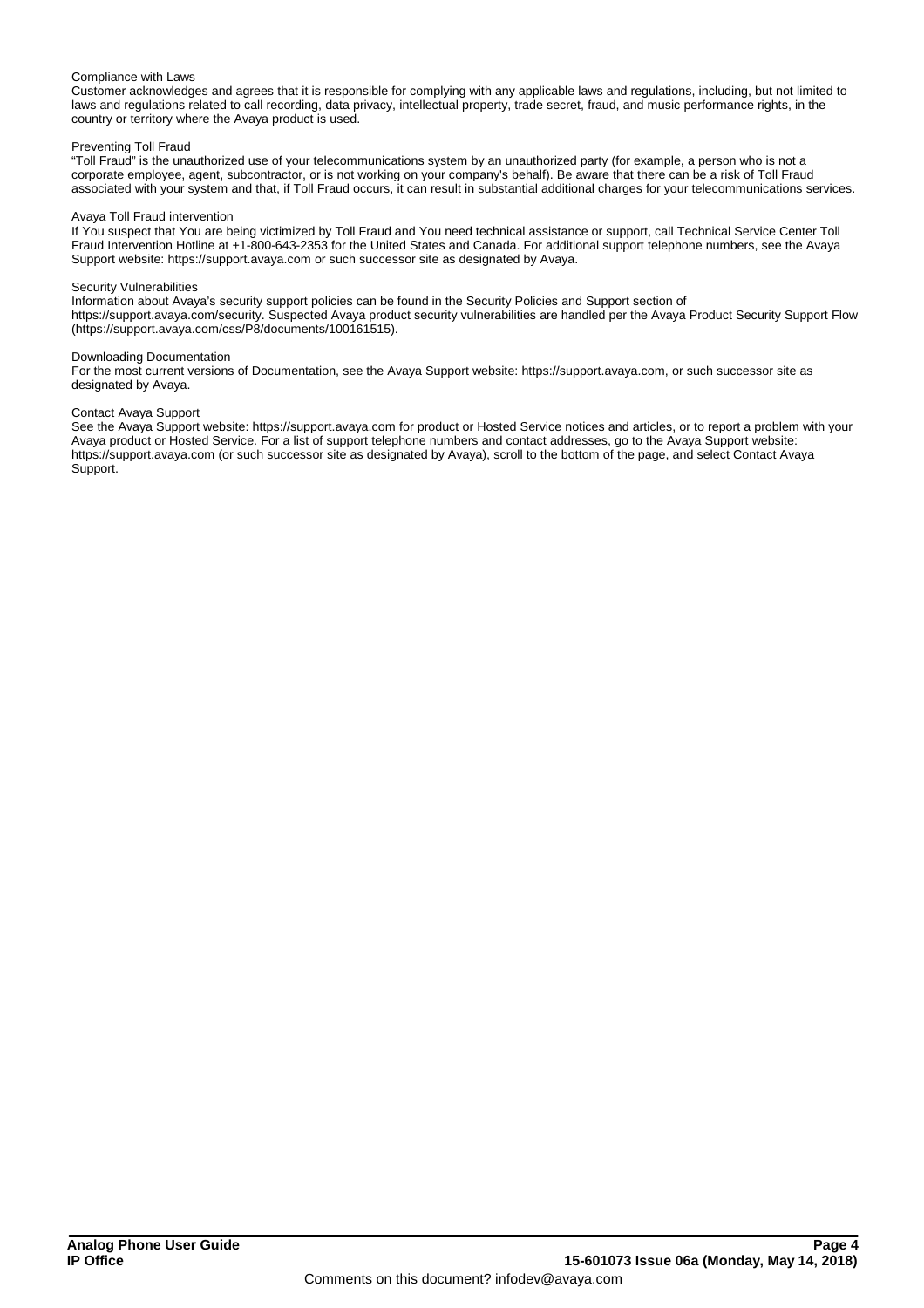Compliance with Laws

Customer acknowledges and agrees that it is responsible for complying with any applicable laws and regulations, including, but not limited to laws and regulations related to call recording, data privacy, intellectual property, trade secret, fraud, and music performance rights, in the country or territory where the Avaya product is used.

Preventing Toll Fraud

"Toll Fraud" is the unauthorized use of your telecommunications system by an unauthorized party (for example, a person who is not a corporate employee, agent, subcontractor, or is not working on your company's behalf). Be aware that there can be a risk of Toll Fraud associated with your system and that, if Toll Fraud occurs, it can result in substantial additional charges for your telecommunications services.

Avaya Toll Fraud intervention

If You suspect that You are being victimized by Toll Fraud and You need technical assistance or support, call Technical Service Center Toll Fraud Intervention Hotline at +1-800-643-2353 for the United States and Canada. For additional support telephone numbers, see the Avaya Support website: https://support.avaya.com or such successor site as designated by Avaya.

Security Vulnerabilities

Information about Avaya's security support policies can be found in the Security Policies and Support section of https://support.avaya.com/security. Suspected Avaya product security vulnerabilities are handled per the Avaya Product Security Support Flow (https://support.avaya.com/css/P8/documents/100161515).

Downloading Documentation

For the most current versions of Documentation, see the Avaya Support website: https://support.avaya.com, or such successor site as designated by Avaya.

Contact Avaya Support

See the Avaya Support website: https://support.avaya.com for product or Hosted Service notices and articles, or to report a problem with your Avaya product or Hosted Service. For a list of support telephone numbers and contact addresses, go to the Avaya Support website: https://support.avaya.com (or such successor site as designated by Avaya), scroll to the bottom of the page, and select Contact Avaya Support.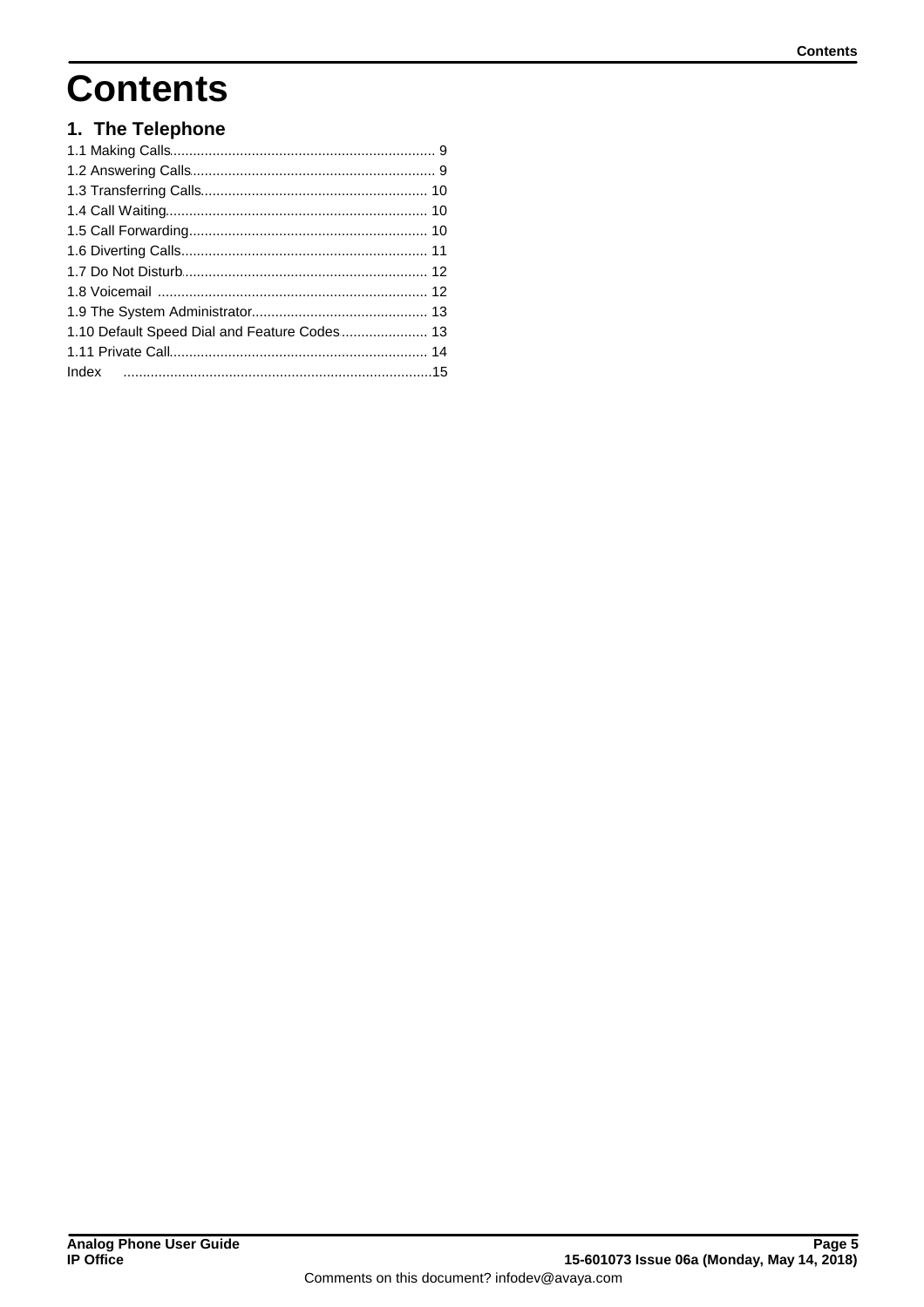# Contents

## 1. The Telephone

1.1 Making Calls .......... 9
1.2 Answering Calls .......... 9
1.3 Transferring Calls .......... 10
1.4 Call Waiting .......... 10
1.5 Call Forwarding .......... 10
1.6 Diverting Calls .......... 11
1.7 Do Not Disturb .......... 12
1.8 Voicemail .......... 12
1.9 The System Administrator .......... 13
1.10 Default Speed Dial and Feature Codes .......... 13
1.11 Private Call .......... 14
Index .......... 15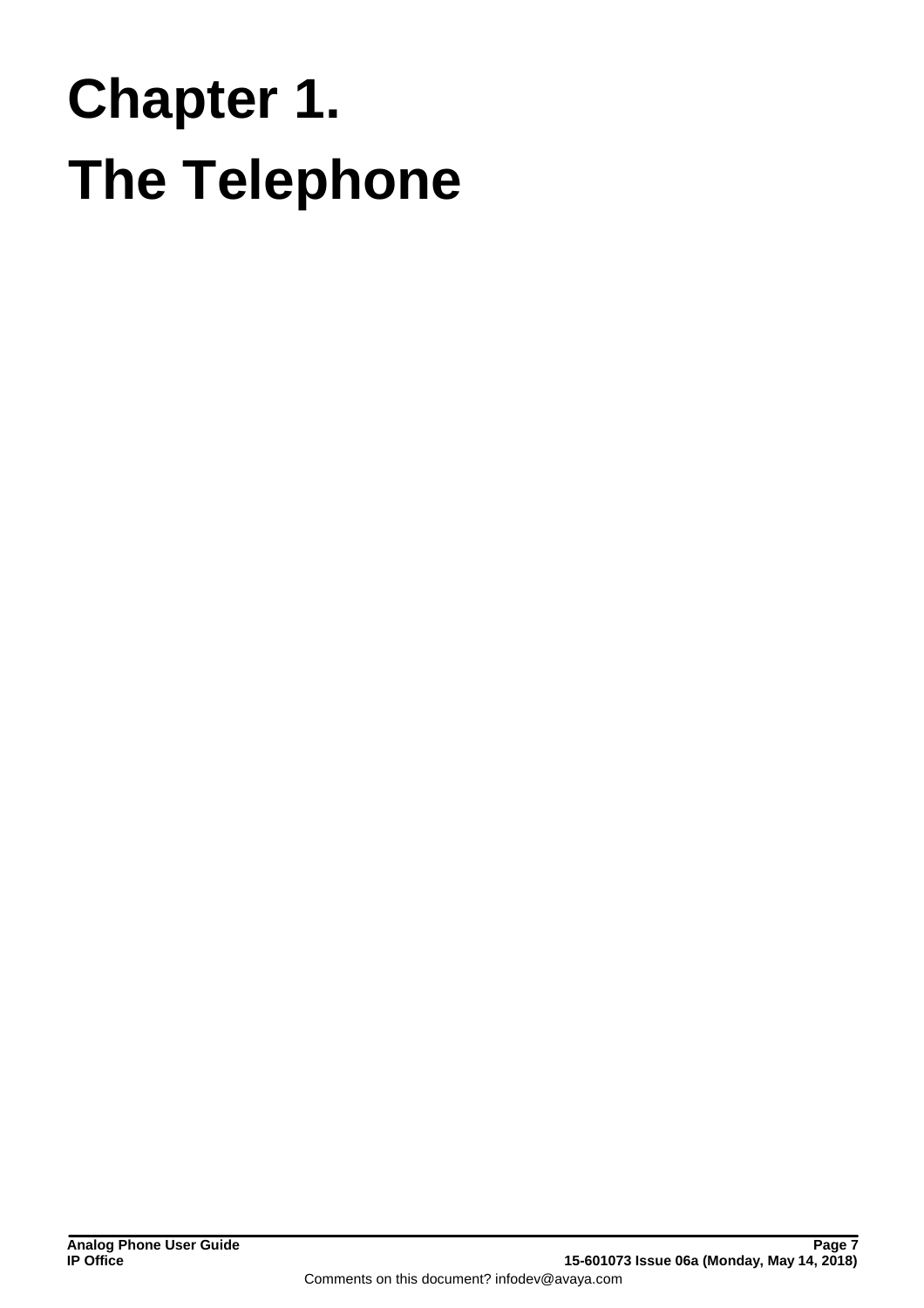# Chapter 1.
# The Telephone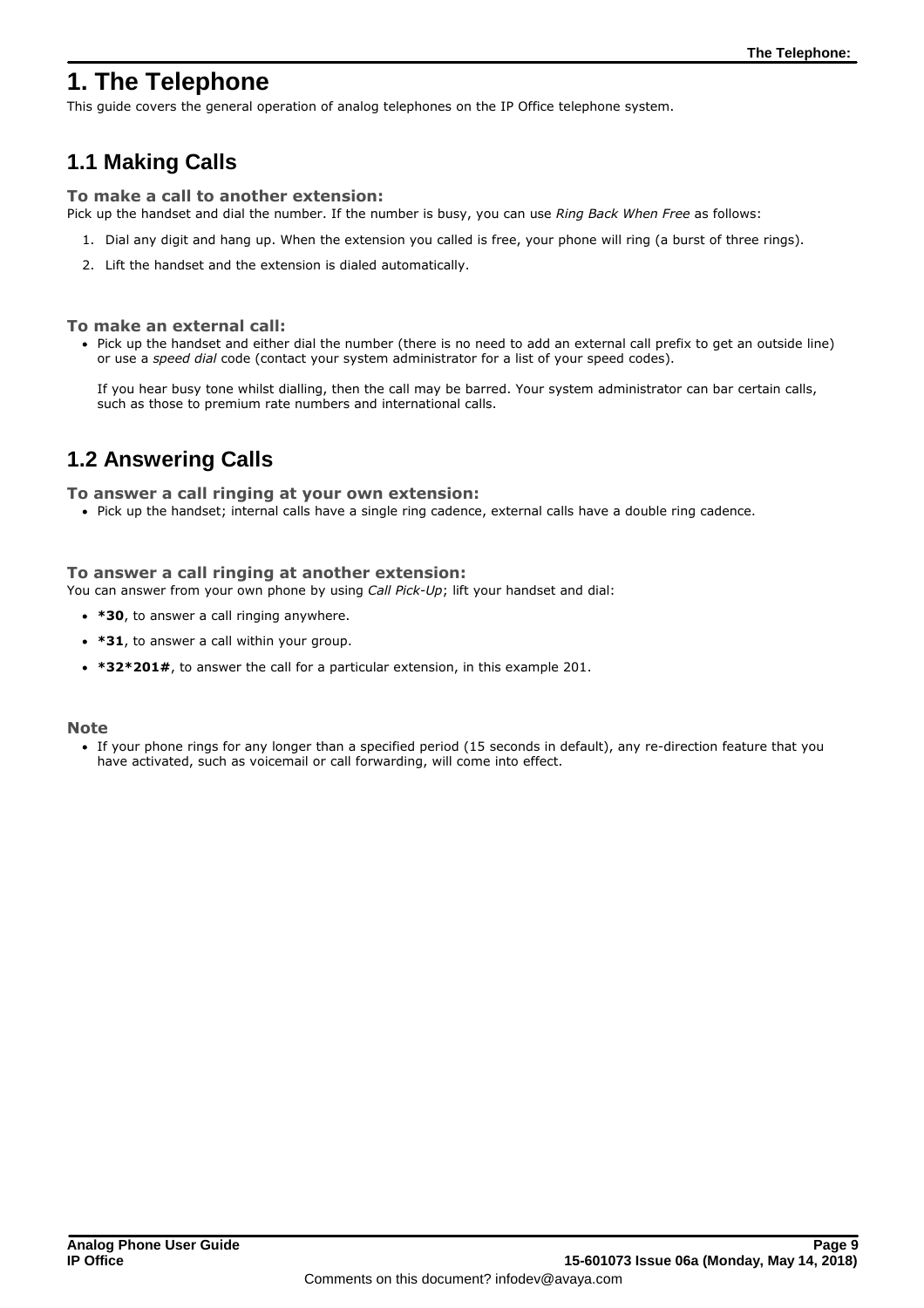# 1. The Telephone

This guide covers the general operation of analog telephones on the IP Office telephone system.

## 1.1 Making Calls

### To make a call to another extension:

Pick up the handset and dial the number. If the number is busy, you can use *Ring Back When Free* as follows:

1. Dial any digit and hang up. When the extension you called is free, your phone will ring (a burst of three rings).
2. Lift the handset and the extension is dialed automatically.

### To make an external call:

- Pick up the handset and either dial the number (there is no need to add an external call prefix to get an outside line) or use a *speed dial* code (contact your system administrator for a list of your speed codes).

  If you hear busy tone whilst dialling, then the call may be barred. Your system administrator can bar certain calls, such as those to premium rate numbers and international calls.

## 1.2 Answering Calls

### To answer a call ringing at your own extension:

- Pick up the handset; internal calls have a single ring cadence, external calls have a double ring cadence.

### To answer a call ringing at another extension:

You can answer from your own phone by using *Call Pick-Up*; lift your handset and dial:

- **\*30**, to answer a call ringing anywhere.
- **\*31**, to answer a call within your group.
- **\*32\*201#**, to answer the call for a particular extension, in this example 201.

### Note

- If your phone rings for any longer than a specified period (15 seconds in default), any re-direction feature that you have activated, such as voicemail or call forwarding, will come into effect.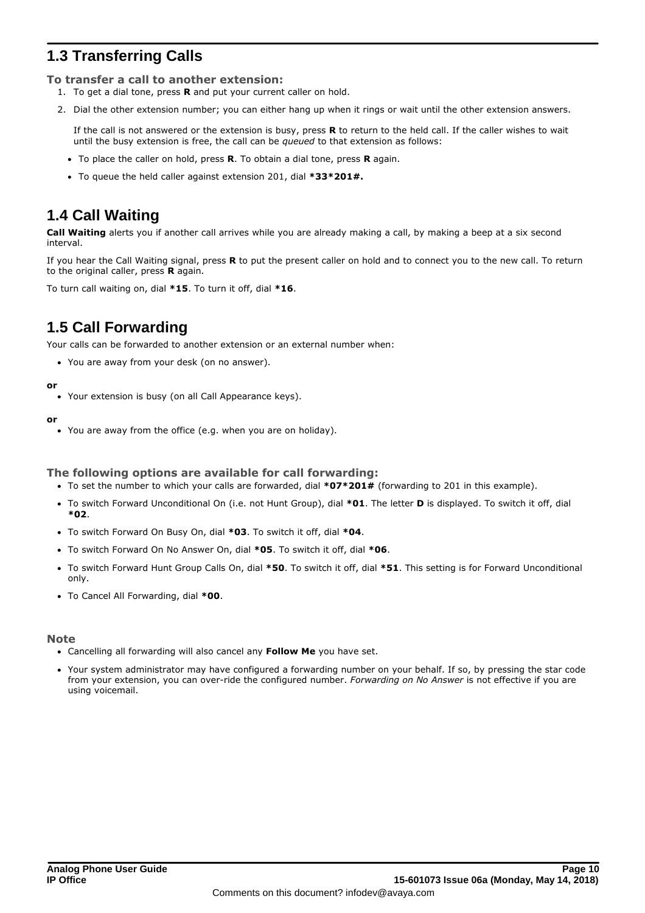## 1.3 Transferring Calls

**To transfer a call to another extension:**

1. To get a dial tone, press **R** and put your current caller on hold.
2. Dial the other extension number; you can either hang up when it rings or wait until the other extension answers.

   If the call is not answered or the extension is busy, press **R** to return to the held call. If the caller wishes to wait until the busy extension is free, the call can be *queued* to that extension as follows:

   - To place the caller on hold, press **R**. To obtain a dial tone, press **R** again.
   - To queue the held caller against extension 201, dial **\*33\*201#.**

## 1.4 Call Waiting

**Call Waiting** alerts you if another call arrives while you are already making a call, by making a beep at a six second interval.

If you hear the Call Waiting signal, press **R** to put the present caller on hold and to connect you to the new call. To return to the original caller, press **R** again.

To turn call waiting on, dial **\*15**. To turn it off, dial **\*16**.

## 1.5 Call Forwarding

Your calls can be forwarded to another extension or an external number when:

- You are away from your desk (on no answer).

**or**

- Your extension is busy (on all Call Appearance keys).

**or**

- You are away from the office (e.g. when you are on holiday).

**The following options are available for call forwarding:**

- To set the number to which your calls are forwarded, dial **\*07\*201#** (forwarding to 201 in this example).
- To switch Forward Unconditional On (i.e. not Hunt Group), dial **\*01**. The letter **D** is displayed. To switch it off, dial **\*02**.
- To switch Forward On Busy On, dial **\*03**. To switch it off, dial **\*04**.
- To switch Forward On No Answer On, dial **\*05**. To switch it off, dial **\*06**.
- To switch Forward Hunt Group Calls On, dial **\*50**. To switch it off, dial **\*51**. This setting is for Forward Unconditional only.
- To Cancel All Forwarding, dial **\*00**.

**Note**

- Cancelling all forwarding will also cancel any **Follow Me** you have set.
- Your system administrator may have configured a forwarding number on your behalf. If so, by pressing the star code from your extension, you can over-ride the configured number. *Forwarding on No Answer* is not effective if you are using voicemail.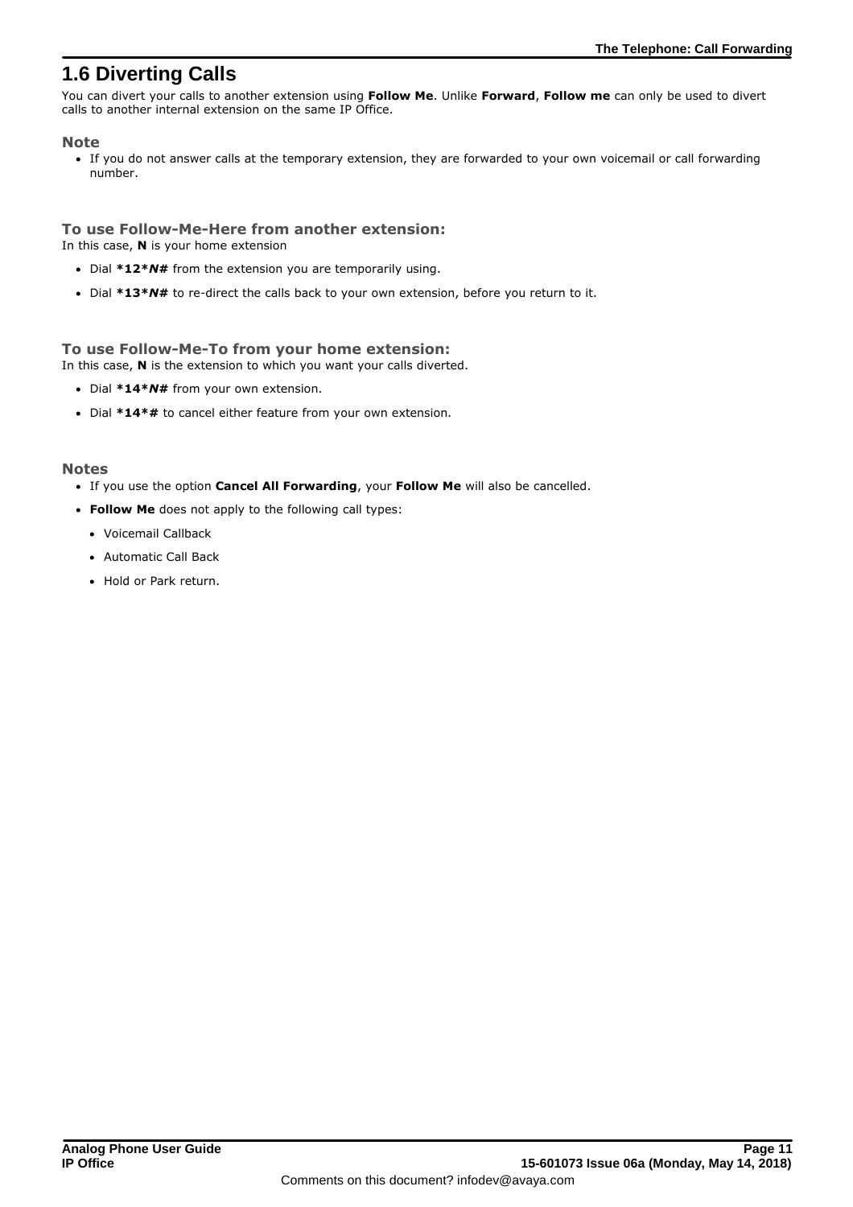# 1.6 Diverting Calls

You can divert your calls to another extension using **Follow Me**. Unlike **Forward**, **Follow me** can only be used to divert calls to another internal extension on the same IP Office.

### Note

- If you do not answer calls at the temporary extension, they are forwarded to your own voicemail or call forwarding number.

### To use Follow-Me-Here from another extension:

In this case, **N** is your home extension

- Dial ***12*_N_#** from the extension you are temporarily using.
- Dial ***13*_N_#** to re-direct the calls back to your own extension, before you return to it.

### To use Follow-Me-To from your home extension:

In this case, **N** is the extension to which you want your calls diverted.

- Dial ***14*_N_#** from your own extension.
- Dial ***14*#** to cancel either feature from your own extension.

### Notes

- If you use the option **Cancel All Forwarding**, your **Follow Me** will also be cancelled.
- **Follow Me** does not apply to the following call types:
  - Voicemail Callback
  - Automatic Call Back
  - Hold or Park return.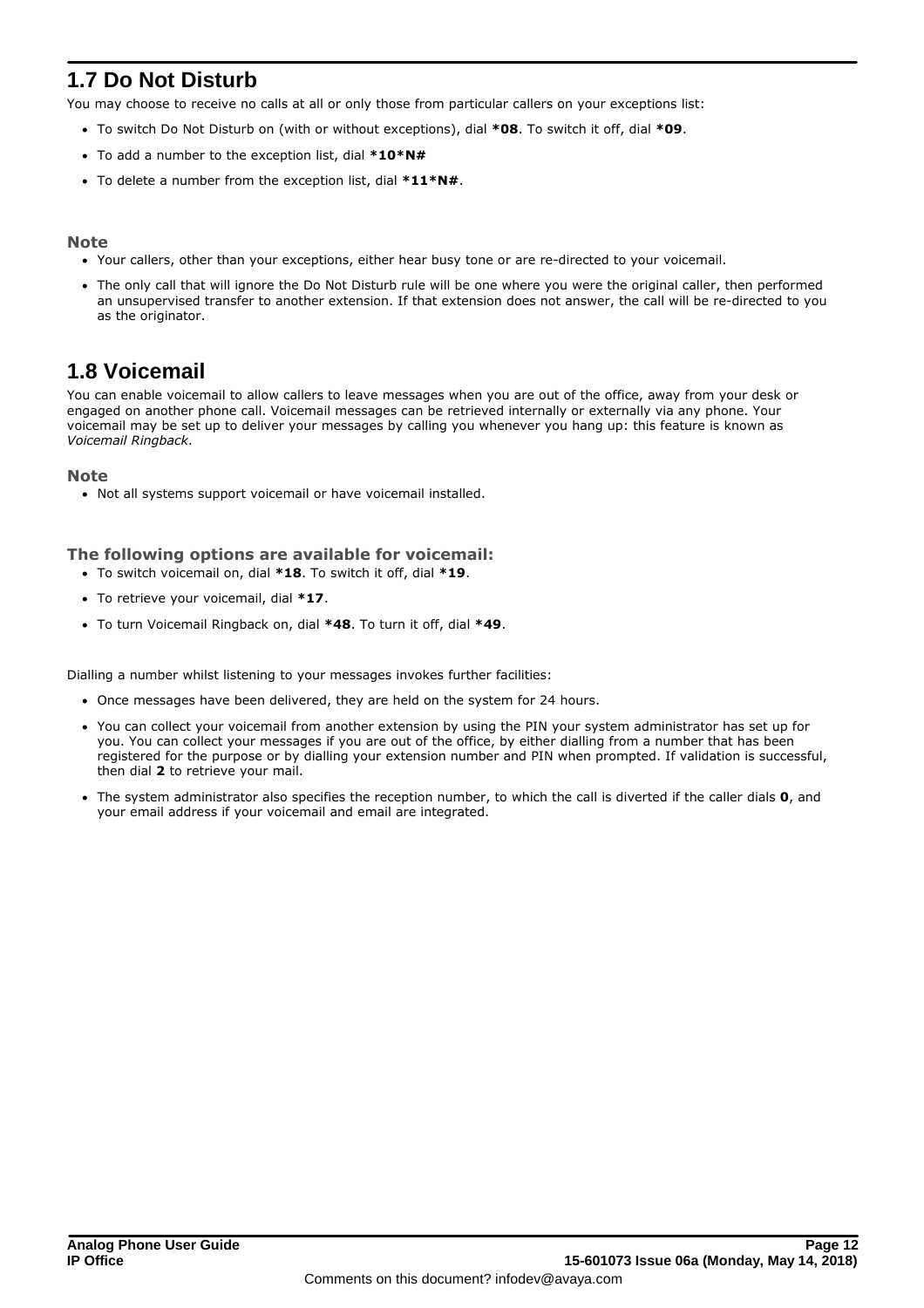## 1.7 Do Not Disturb

You may choose to receive no calls at all or only those from particular callers on your exceptions list:

- To switch Do Not Disturb on (with or without exceptions), dial **\*08**. To switch it off, dial **\*09**.
- To add a number to the exception list, dial **\*10\*N#**
- To delete a number from the exception list, dial **\*11\*N#**.

### Note

- Your callers, other than your exceptions, either hear busy tone or are re-directed to your voicemail.
- The only call that will ignore the Do Not Disturb rule will be one where you were the original caller, then performed an unsupervised transfer to another extension. If that extension does not answer, the call will be re-directed to you as the originator.

## 1.8 Voicemail

You can enable voicemail to allow callers to leave messages when you are out of the office, away from your desk or engaged on another phone call. Voicemail messages can be retrieved internally or externally via any phone. Your voicemail may be set up to deliver your messages by calling you whenever you hang up: this feature is known as *Voicemail Ringback*.

### Note

- Not all systems support voicemail or have voicemail installed.

### The following options are available for voicemail:

- To switch voicemail on, dial **\*18**. To switch it off, dial **\*19**.
- To retrieve your voicemail, dial **\*17**.
- To turn Voicemail Ringback on, dial **\*48**. To turn it off, dial **\*49**.

Dialling a number whilst listening to your messages invokes further facilities:

- Once messages have been delivered, they are held on the system for 24 hours.
- You can collect your voicemail from another extension by using the PIN your system administrator has set up for you. You can collect your messages if you are out of the office, by either dialling from a number that has been registered for the purpose or by dialling your extension number and PIN when prompted. If validation is successful, then dial **2** to retrieve your mail.
- The system administrator also specifies the reception number, to which the call is diverted if the caller dials **0**, and your email address if your voicemail and email are integrated.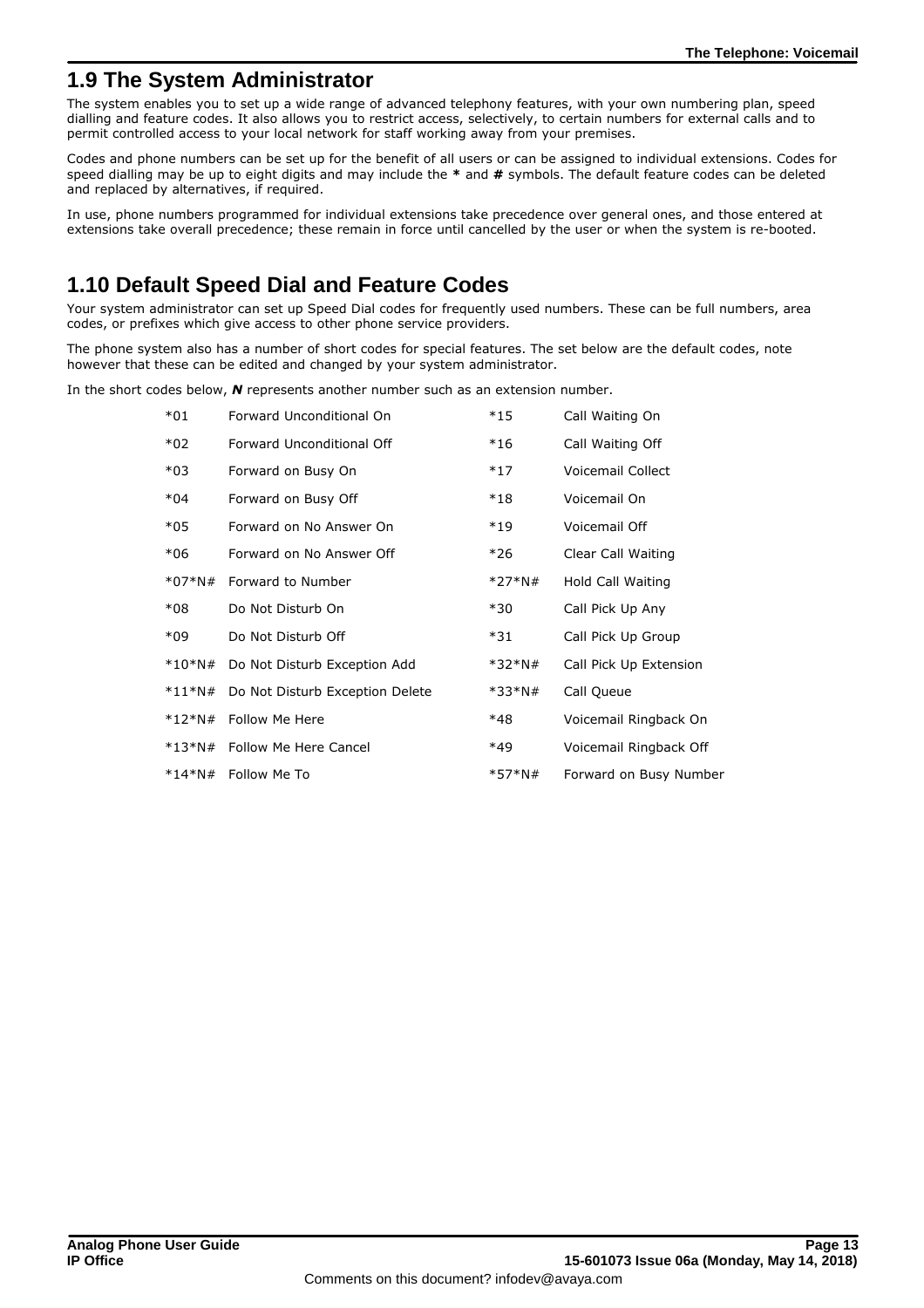## 1.9 The System Administrator

The system enables you to set up a wide range of advanced telephony features, with your own numbering plan, speed dialling and feature codes. It also allows you to restrict access, selectively, to certain numbers for external calls and to permit controlled access to your local network for staff working away from your premises.

Codes and phone numbers can be set up for the benefit of all users or can be assigned to individual extensions. Codes for speed dialling may be up to eight digits and may include the **\*** and **#** symbols. The default feature codes can be deleted and replaced by alternatives, if required.

In use, phone numbers programmed for individual extensions take precedence over general ones, and those entered at extensions take overall precedence; these remain in force until cancelled by the user or when the system is re-booted.

## 1.10 Default Speed Dial and Feature Codes

Your system administrator can set up Speed Dial codes for frequently used numbers. These can be full numbers, area codes, or prefixes which give access to other phone service providers.

The phone system also has a number of short codes for special features. The set below are the default codes, note however that these can be edited and changed by your system administrator.

In the short codes below, ***N*** represents another number such as an extension number.

| Code | Feature | Code | Feature |
|---|---|---|---|
| *01 | Forward Unconditional On | *15 | Call Waiting On |
| *02 | Forward Unconditional Off | *16 | Call Waiting Off |
| *03 | Forward on Busy On | *17 | Voicemail Collect |
| *04 | Forward on Busy Off | *18 | Voicemail On |
| *05 | Forward on No Answer On | *19 | Voicemail Off |
| *06 | Forward on No Answer Off | *26 | Clear Call Waiting |
| *07*N# | Forward to Number | *27*N# | Hold Call Waiting |
| *08 | Do Not Disturb On | *30 | Call Pick Up Any |
| *09 | Do Not Disturb Off | *31 | Call Pick Up Group |
| *10*N# | Do Not Disturb Exception Add | *32*N# | Call Pick Up Extension |
| *11*N# | Do Not Disturb Exception Delete | *33*N# | Call Queue |
| *12*N# | Follow Me Here | *48 | Voicemail Ringback On |
| *13*N# | Follow Me Here Cancel | *49 | Voicemail Ringback Off |
| *14*N# | Follow Me To | *57*N# | Forward on Busy Number |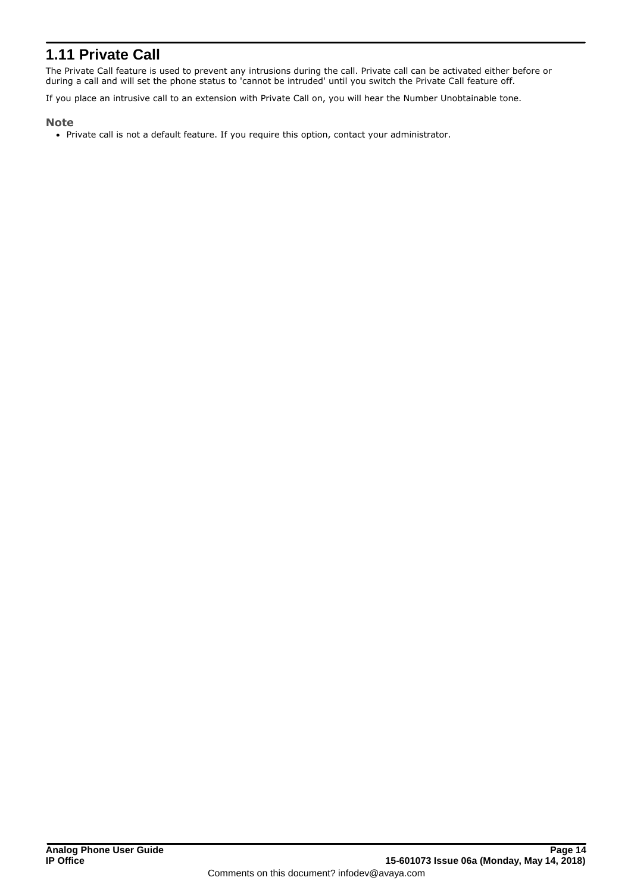## 1.11 Private Call

The Private Call feature is used to prevent any intrusions during the call. Private call can be activated either before or during a call and will set the phone status to 'cannot be intruded' until you switch the Private Call feature off.

If you place an intrusive call to an extension with Private Call on, you will hear the Number Unobtainable tone.

### Note

- Private call is not a default feature. If you require this option, contact your administrator.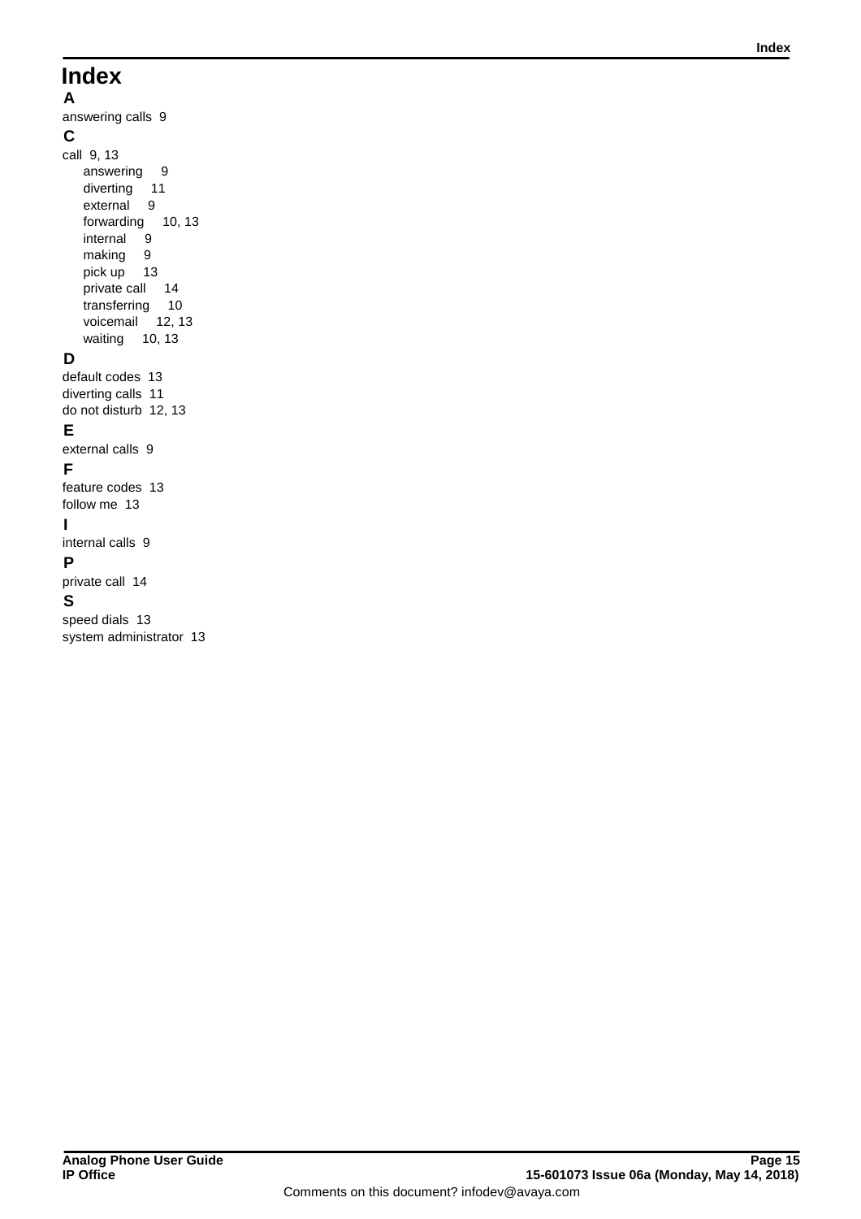# Index

## A

answering calls 9

## C

call 9, 13
- answering 9
- diverting 11
- external 9
- forwarding 10, 13
- internal 9
- making 9
- pick up 13
- private call 14
- transferring 10
- voicemail 12, 13
- waiting 10, 13

## D

default codes 13
diverting calls 11
do not disturb 12, 13

## E

external calls 9

## F

feature codes 13
follow me 13

## I

internal calls 9

## P

private call 14

## S

speed dials 13
system administrator 13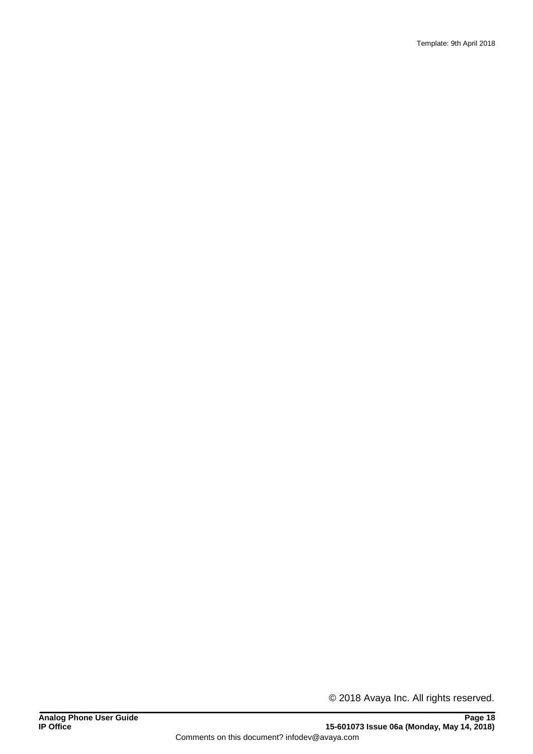Template: 9th April 2018

© 2018 Avaya Inc. All rights reserved.